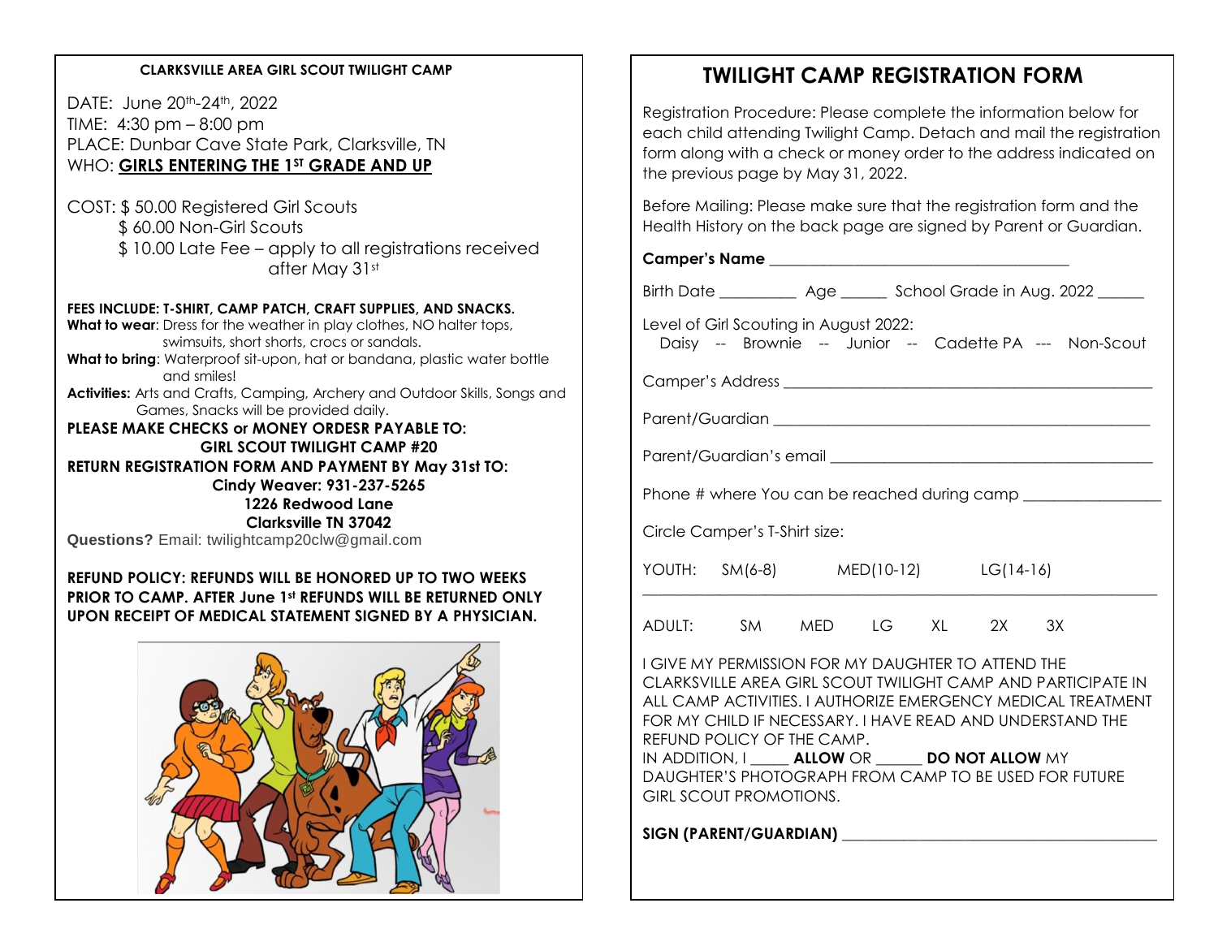**CLARKSVILLE AREA GIRL SCOUT TWILIGHT CAMP**

DATE: June 20th-24th, 2022
TIME: 4:30 pm – 8:00 pm
PLACE: Dunbar Cave State Park, Clarksville, TN
WHO: **GIRLS ENTERING THE 1ST GRADE AND UP**

COST: $ 50.00 Registered Girl Scouts
$ 60.00 Non-Girl Scouts
$ 10.00 Late Fee – apply to all registrations received after May 31st

**FEES INCLUDE: T-SHIRT, CAMP PATCH, CRAFT SUPPLIES, AND SNACKS.**
**What to wear**: Dress for the weather in play clothes, NO halter tops, swimsuits, short shorts, crocs or sandals.
**What to bring**: Waterproof sit-upon, hat or bandana, plastic water bottle and smiles!
**Activities:** Arts and Crafts, Camping, Archery and Outdoor Skills, Songs and Games, Snacks will be provided daily.

**PLEASE MAKE CHECKS or MONEY ORDESR PAYABLE TO:**
**GIRL SCOUT TWILIGHT CAMP #20**
**RETURN REGISTRATION FORM AND PAYMENT BY May 31st TO:**
**Cindy Weaver: 931-237-5265**
**1226 Redwood Lane**
**Clarksville TN 37042**
**Questions?** Email: twilightcamp20clw@gmail.com

**REFUND POLICY: REFUNDS WILL BE HONORED UP TO TWO WEEKS PRIOR TO CAMP. AFTER June 1st REFUNDS WILL BE RETURNED ONLY UPON RECEIPT OF MEDICAL STATEMENT SIGNED BY A PHYSICIAN.**

# TWILIGHT CAMP REGISTRATION FORM

Registration Procedure: Please complete the information below for each child attending Twilight Camp. Detach and mail the registration form along with a check or money order to the address indicated on the previous page by May 31, 2022.

Before Mailing: Please make sure that the registration form and the Health History on the back page are signed by Parent or Guardian.

**Camper's Name** ______________________________

Birth Date _________ Age _____ School Grade in Aug. 2022 _____

Level of Girl Scouting in August 2022:
Daisy -- Brownie -- Junior -- Cadette PA --- Non-Scout

Camper's Address ______________________________

Parent/Guardian ______________________________

Parent/Guardian's email ______________________________

Phone # where You can be reached during camp ______________

Circle Camper's T-Shirt size:

YOUTH: SM(6-8) MED(10-12) LG(14-16)

ADULT: SM MED LG XL 2X 3X

I GIVE MY PERMISSION FOR MY DAUGHTER TO ATTEND THE CLARKSVILLE AREA GIRL SCOUT TWILIGHT CAMP AND PARTICIPATE IN ALL CAMP ACTIVITIES. I AUTHORIZE EMERGENCY MEDICAL TREATMENT FOR MY CHILD IF NECESSARY. I HAVE READ AND UNDERSTAND THE REFUND POLICY OF THE CAMP.
IN ADDITION, I _____ **ALLOW** OR ______ **DO NOT ALLOW** MY DAUGHTER'S PHOTOGRAPH FROM CAMP TO BE USED FOR FUTURE GIRL SCOUT PROMOTIONS.

**SIGN (PARENT/GUARDIAN)** ______________________________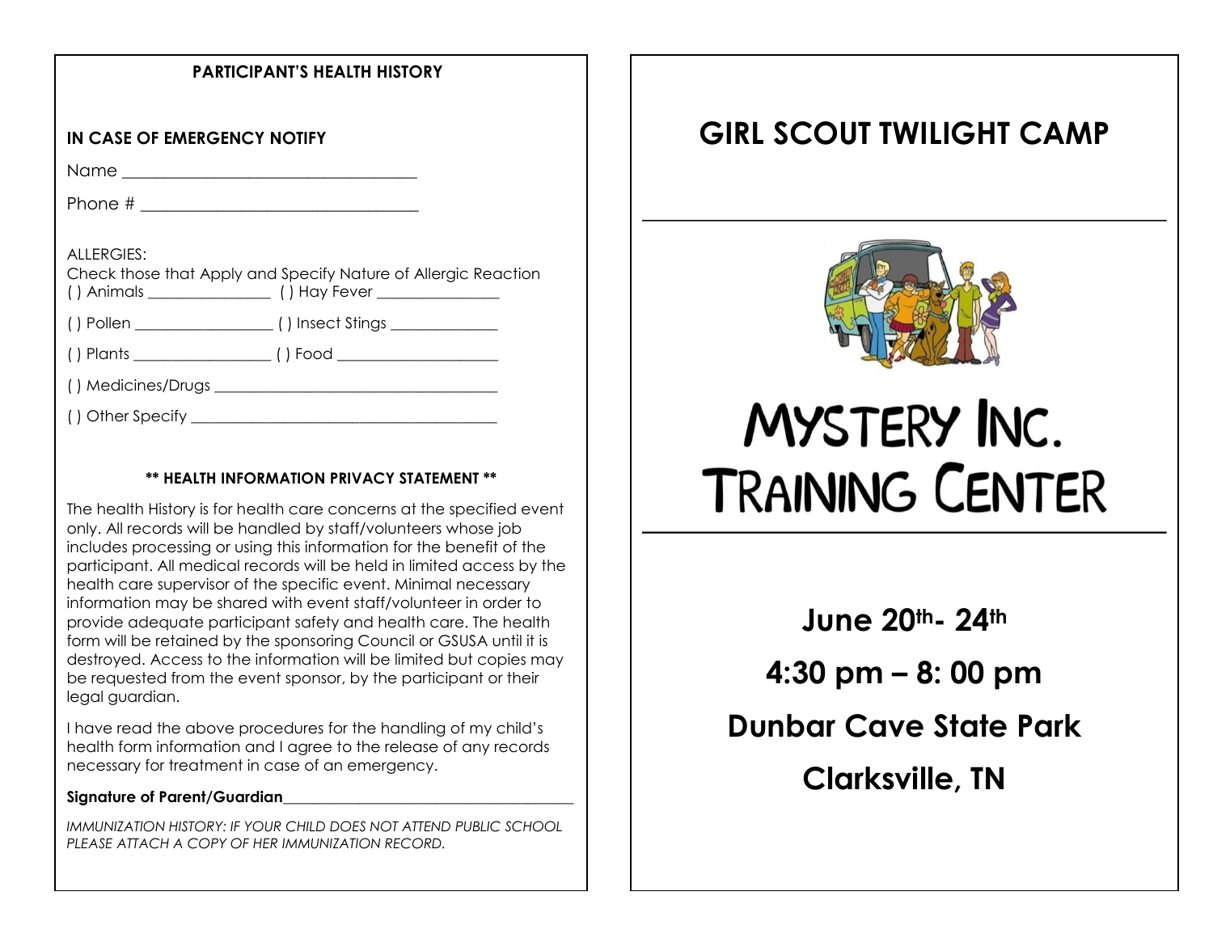## PARTICIPANT'S HEALTH HISTORY

### IN CASE OF EMERGENCY NOTIFY

Name ___________________________________

Phone # ________________________________

ALLERGIES:
Check those that Apply and Specify Nature of Allergic Reaction

( ) Animals _______________ ( ) Hay Fever _______________

( ) Pollen _________________ ( ) Insect Stings _____________

( ) Plants _________________ ( ) Food ____________________

( ) Medicines/Drugs ___________________________________

( ) Other Specify ______________________________________

**\*\* HEALTH INFORMATION PRIVACY STATEMENT \*\***

The health History is for health care concerns at the specified event only. All records will be handled by staff/volunteers whose job includes processing or using this information for the benefit of the participant. All medical records will be held in limited access by the health care supervisor of the specific event. Minimal necessary information may be shared with event staff/volunteer in order to provide adequate participant safety and health care. The health form will be retained by the sponsoring Council or GSUSA until it is destroyed. Access to the information will be limited but copies may be requested from the event sponsor, by the participant or their legal guardian.

I have read the above procedures for the handling of my child's health form information and I agree to the release of any records necessary for treatment in case of an emergency.

**Signature of Parent/Guardian**_____________________________________

*IMMUNIZATION HISTORY: IF YOUR CHILD DOES NOT ATTEND PUBLIC SCHOOL PLEASE ATTACH A COPY OF HER IMMUNIZATION RECORD.*

# GIRL SCOUT TWILIGHT CAMP

# MYSTERY INC. TRAINING CENTER

**June 20th- 24th**

**4:30 pm – 8: 00 pm**

**Dunbar Cave State Park**

**Clarksville, TN**